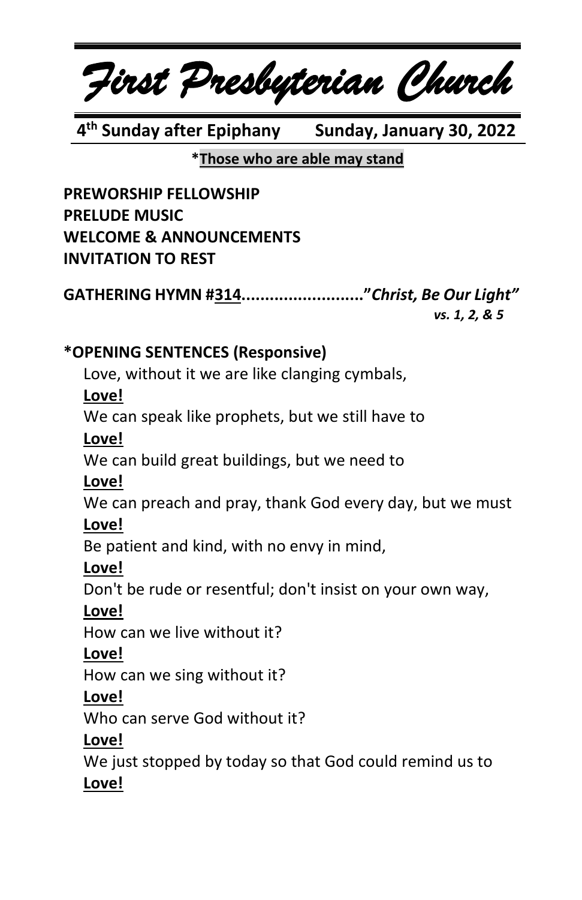# *First Presbyterian Church*

**4th Sunday after Epiphany      Sunday, January 30, 2022**

***Those who are able may stand**

**PREWORSHIP FELLOWSHIP**
**PRELUDE MUSIC**
**WELCOME & ANNOUNCEMENTS**
**INVITATION TO REST**

**GATHERING HYMN #314........................."*Christ, Be Our Light"***
***vs. 1, 2, & 5***

**\*OPENING SENTENCES (Responsive)**

Love, without it we are like clanging cymbals,
**Love!**
We can speak like prophets, but we still have to
**Love!**
We can build great buildings, but we need to
**Love!**
We can preach and pray, thank God every day, but we must
**Love!**
Be patient and kind, with no envy in mind,
**Love!**
Don't be rude or resentful; don't insist on your own way,
**Love!**
How can we live without it?
**Love!**
How can we sing without it?
**Love!**
Who can serve God without it?
**Love!**
We just stopped by today so that God could remind us to
**Love!**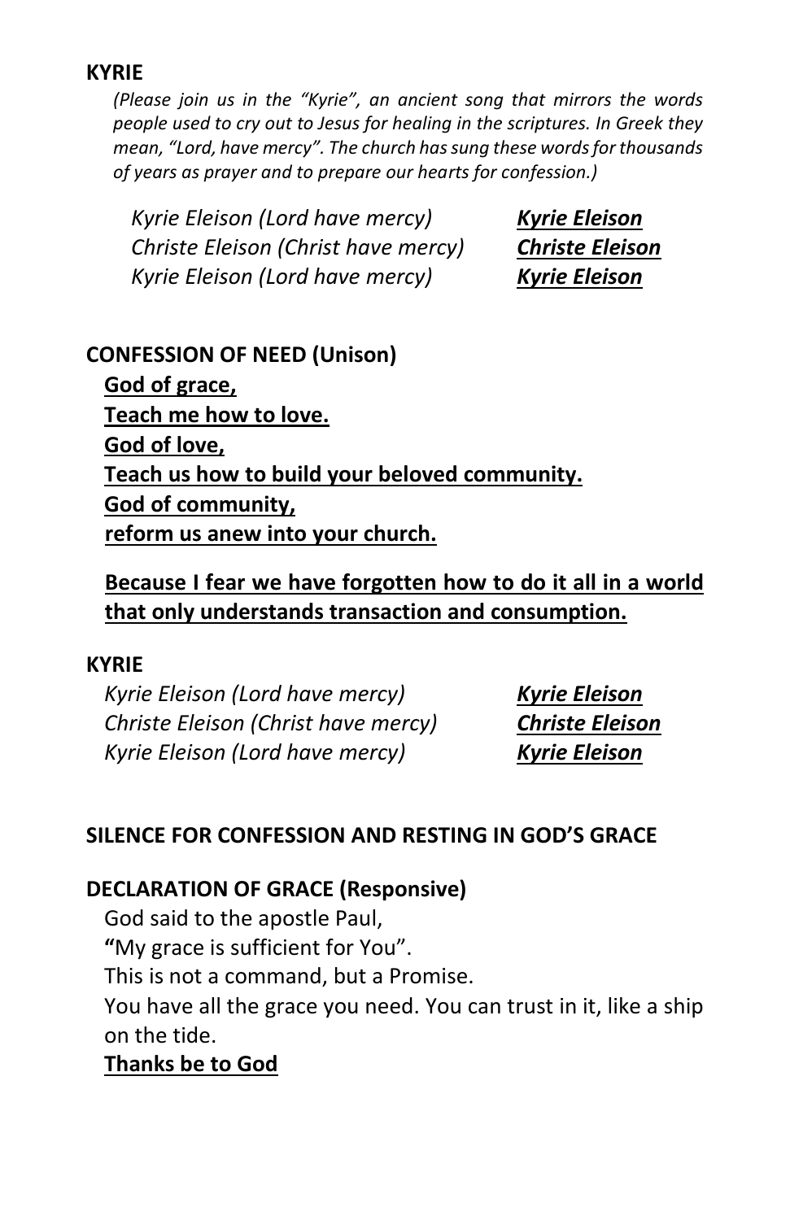## KYRIE

*(Please join us in the "Kyrie", an ancient song that mirrors the words people used to cry out to Jesus for healing in the scriptures. In Greek they mean, "Lord, have mercy". The church has sung these words for thousands of years as prayer and to prepare our hearts for confession.)*

| | |
|---|---|
| *Kyrie Eleison (Lord have mercy)* | ***Kyrie Eleison*** |
| *Christe Eleison (Christ have mercy)* | ***Christe Eleison*** |
| *Kyrie Eleison (Lord have mercy)* | ***Kyrie Eleison*** |

## CONFESSION OF NEED (Unison)

**God of grace,**
**Teach me how to love.**
**God of love,**
**Teach us how to build your beloved community.**
**God of community,**
**reform us anew into your church.**

**Because I fear we have forgotten how to do it all in a world that only understands transaction and consumption.**

## KYRIE

| | |
|---|---|
| *Kyrie Eleison (Lord have mercy)* | ***Kyrie Eleison*** |
| *Christe Eleison (Christ have mercy)* | ***Christe Eleison*** |
| *Kyrie Eleison (Lord have mercy)* | ***Kyrie Eleison*** |

## SILENCE FOR CONFESSION AND RESTING IN GOD'S GRACE

## DECLARATION OF GRACE (Responsive)

God said to the apostle Paul,
**"**My grace is sufficient for You".
This is not a command, but a Promise.
You have all the grace you need. You can trust in it, like a ship on the tide.
**Thanks be to God**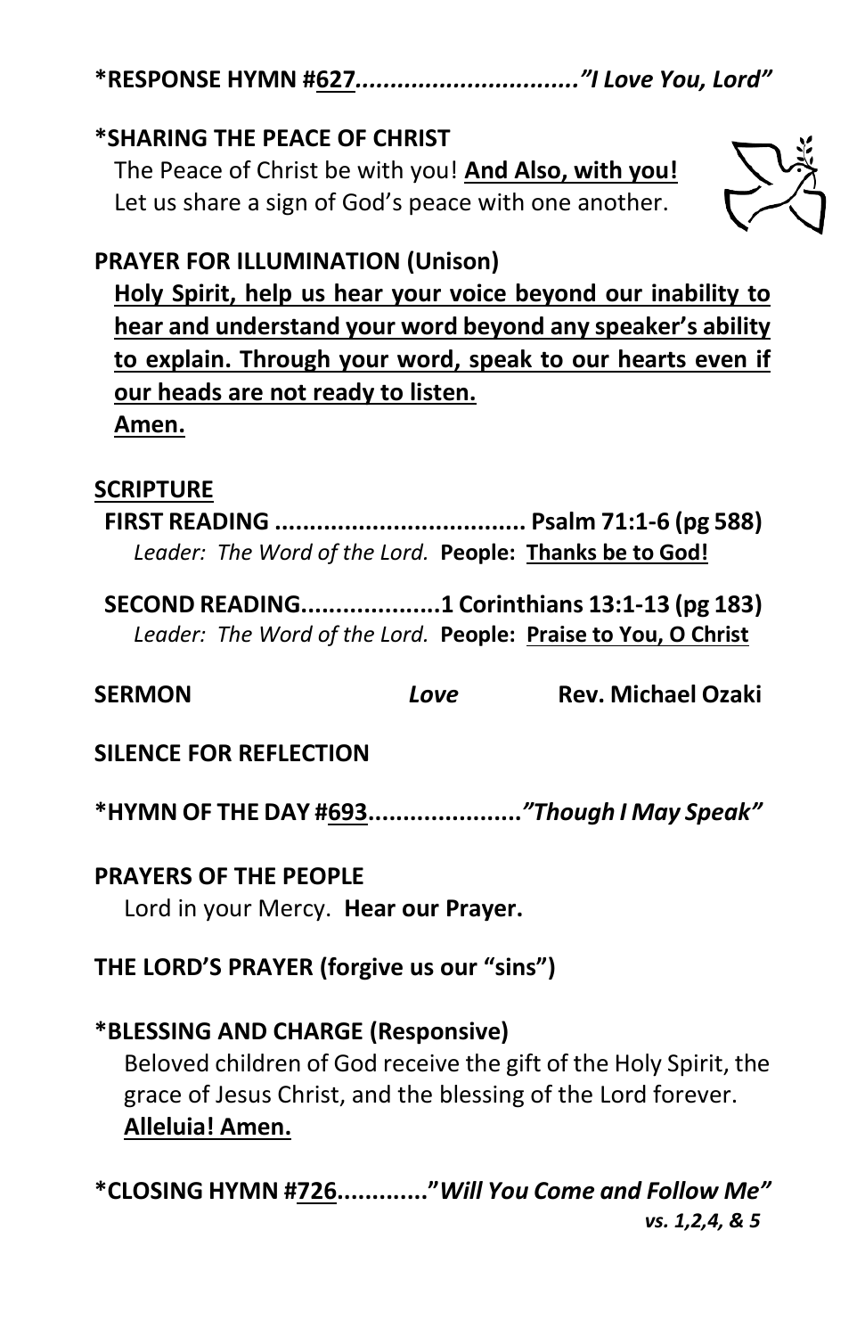**\*RESPONSE HYMN #627...............................*"I Love You, Lord"***

**\*SHARING THE PEACE OF CHRIST**

The Peace of Christ be with you! **And Also, with you!**
Let us share a sign of God's peace with one another.

**PRAYER FOR ILLUMINATION (Unison)**

**Holy Spirit, help us hear your voice beyond our inability to hear and understand your word beyond any speaker's ability to explain. Through your word, speak to our hearts even if our heads are not ready to listen.**
**Amen.**

**SCRIPTURE**

**FIRST READING .................................... Psalm 71:1-6 (pg 588)**
*Leader: The Word of the Lord.* **People: Thanks be to God!**

**SECOND READING....................1 Corinthians 13:1-13 (pg 183)**
*Leader: The Word of the Lord.* **People: Praise to You, O Christ**

**SERMON** ***Love*** **Rev. Michael Ozaki**

**SILENCE FOR REFLECTION**

**\*HYMN OF THE DAY #693......................*"Though I May Speak"***

**PRAYERS OF THE PEOPLE**

Lord in your Mercy. **Hear our Prayer.**

**THE LORD'S PRAYER (forgive us our "sins")**

**\*BLESSING AND CHARGE (Responsive)**

Beloved children of God receive the gift of the Holy Spirit, the grace of Jesus Christ, and the blessing of the Lord forever.
**Alleluia! Amen.**

**\*CLOSING HYMN #726............"*Will You Come and Follow Me"***
***vs. 1,2,4, & 5***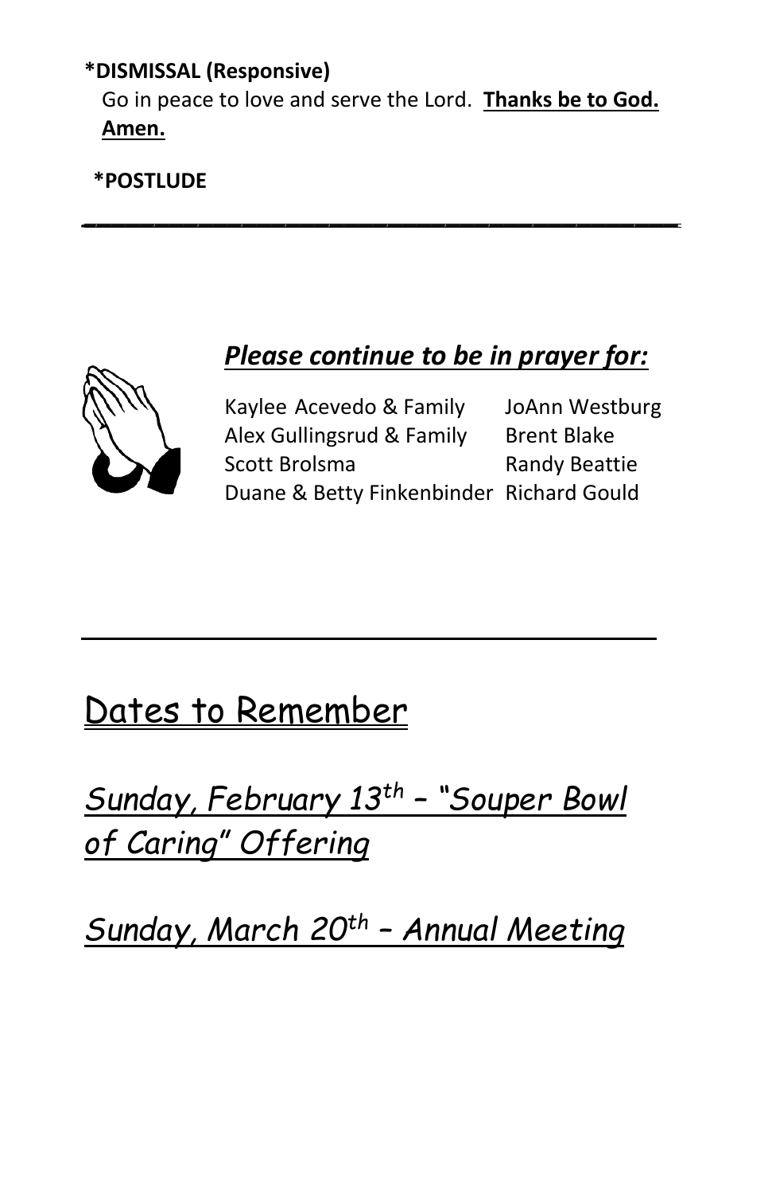**\*DISMISSAL (Responsive)**

Go in peace to love and serve the Lord. **Thanks be to God. Amen.**

**\*POSTLUDE**

---

***Please continue to be in prayer for:***

Kaylee Acevedo & Family
Alex Gullingsrud & Family
Scott Brolsma
Duane & Betty Finkenbinder
JoAnn Westburg
Brent Blake
Randy Beattie
Richard Gould

---

# Dates to Remember

## *Sunday, February 13th – "Souper Bowl of Caring" Offering*

## *Sunday, March 20th – Annual Meeting*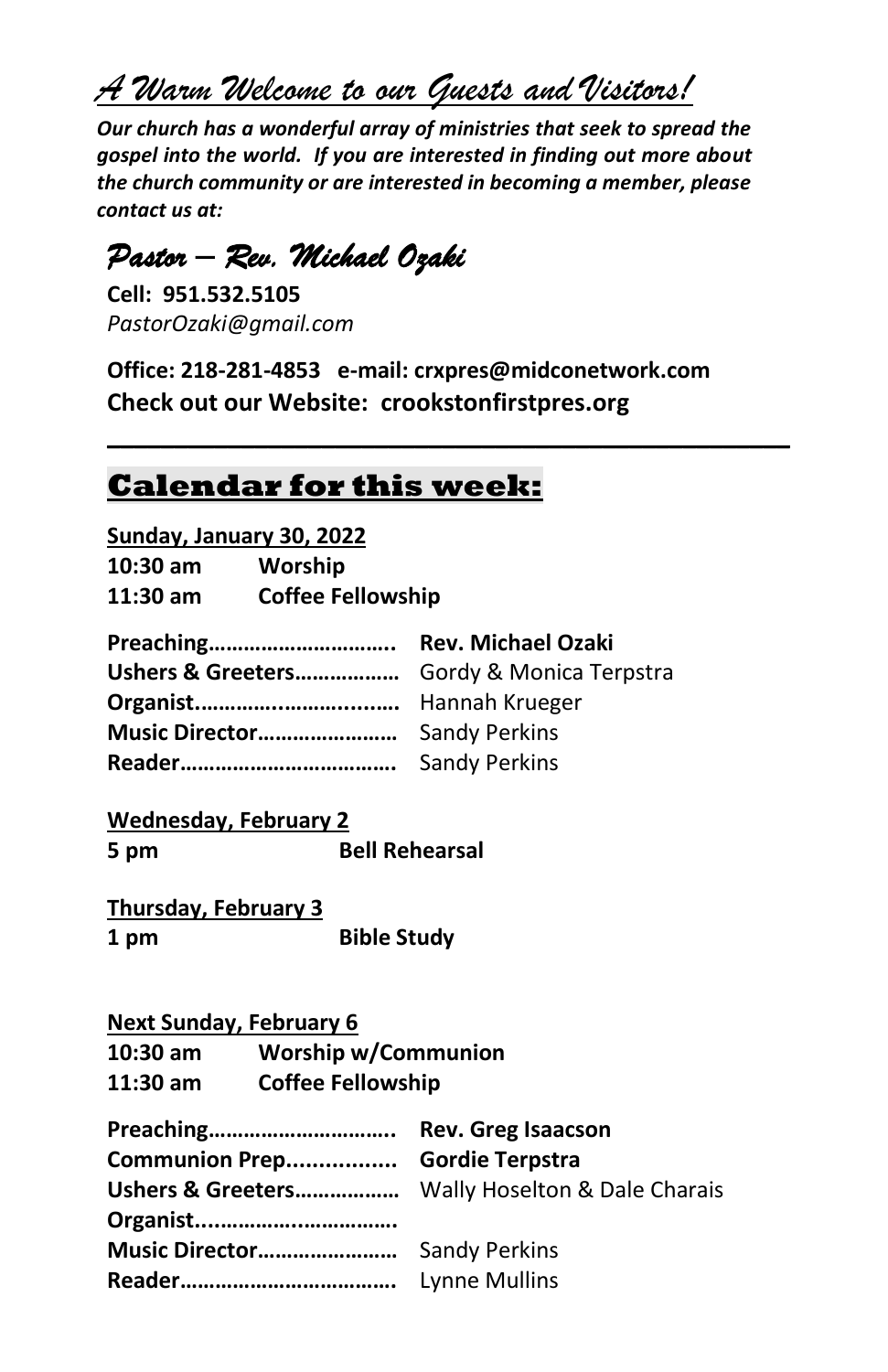# *A Warm Welcome to our Guests and Visitors!*

***Our church has a wonderful array of ministries that seek to spread the gospel into the world. If you are interested in finding out more about the church community or are interested in becoming a member, please contact us at:***

## *Pastor – Rev. Michael Ozaki*

**Cell: 951.532.5105**
*PastorOzaki@gmail.com*

**Office: 218-281-4853 e-mail: crxpres@midconetwork.com**
**Check out our Website: crookstonfirstpres.org**

---

## Calendar for this week:

**Sunday, January 30, 2022**

**10:30 am** **Worship**
**11:30 am** **Coffee Fellowship**

**Preaching…………………………..** **Rev. Michael Ozaki**
**Ushers & Greeters……………..** Gordy & Monica Terpstra
**Organist.……………..………..….** Hannah Krueger
**Music Director……………………** Sandy Perkins
**Reader……………………………….** Sandy Perkins

**Wednesday, February 2**

**5 pm** **Bell Rehearsal**

**Thursday, February 3**

**1 pm** **Bible Study**

**Next Sunday, February 6**

**10:30 am** **Worship w/Communion**
**11:30 am** **Coffee Fellowship**

**Preaching…………………………..** **Rev. Greg Isaacson**
**Communion Prep.................** **Gordie Terpstra**
**Ushers & Greeters……………..** Wally Hoselton & Dale Charais
**Organist...............…..………….**
**Music Director……………………** Sandy Perkins
**Reader……………………………….** Lynne Mullins